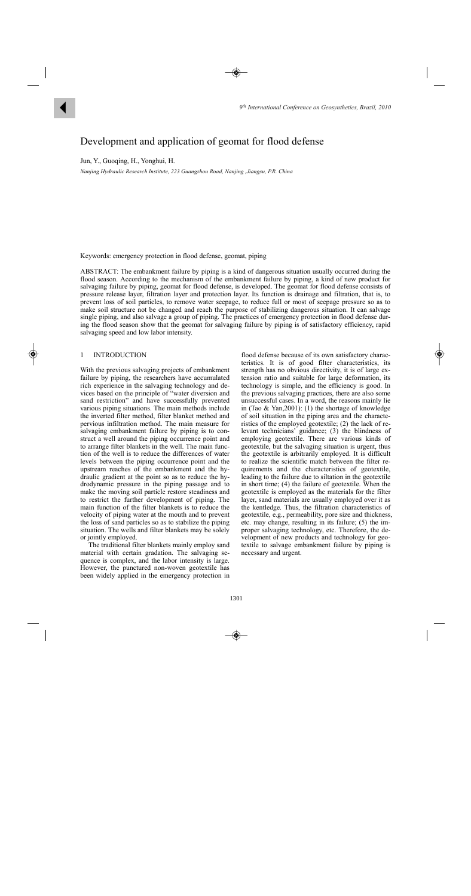# Development and application of geomat for flood defense

Jun, Y., Guoqing, H., Yonghui, H.

*Nanjing Hydraulic Research Institute, 223 Guangzhou Road, Nanjing ,Jiangsu, P.R. China*

Keywords: emergency protection in flood defense, geomat, piping

ABSTRACT: The embankment failure by piping is a kind of dangerous situation usually occurred during the flood season. According to the mechanism of the embankment failure by piping, a kind of new product for salvaging failure by piping, geomat for flood defense, is developed. The geomat for flood defense consists of pressure release layer, filtration layer and protection layer. Its function is drainage and filtration, that is, to prevent loss of soil particles, to remove water seepage, to reduce full or most of seepage pressure so as to make soil structure not be changed and reach the purpose of stabilizing dangerous situation. It can salvage single piping, and also salvage a group of piping. The practices of emergency protection in flood defense during the flood season show that the geomat for salvaging failure by piping is of satisfactory efficiency, rapid salvaging speed and low labor intensity.

## 1 INTRODUCTION

With the previous salvaging projects of embankment failure by piping, the researchers have accumulated rich experience in the salvaging technology and devices based on the principle of "water diversion and sand restriction" and have successfully prevented various piping situations. The main methods include the inverted filter method, filter blanket method and pervious infiltration method. The main measure for salvaging embankment failure by piping is to construct a well around the piping occurrence point and to arrange filter blankets in the well. The main function of the well is to reduce the differences of water levels between the piping occurrence point and the upstream reaches of the embankment and the hydraulic gradient at the point so as to reduce the hydrodynamic pressure in the piping passage and to make the moving soil particle restore steadiness and to restrict the further development of piping. The main function of the filter blankets is to reduce the velocity of piping water at the mouth and to prevent the loss of sand particles so as to stabilize the piping situation. The wells and filter blankets may be solely or jointly employed.

The traditional filter blankets mainly employ sand material with certain gradation. The salvaging sequence is complex, and the labor intensity is large. However, the punctured non-woven geotextile has been widely applied in the emergency protection in flood defense because of its own satisfactory characteristics. It is of good filter characteristics, its strength has no obvious directivity, it is of large extension ratio and suitable for large deformation, its technology is simple, and the efficiency is good. In the previous salvaging practices, there are also some unsuccessful cases. In a word, the reasons mainly lie in (Tao & Yan,2001): (1) the shortage of knowledge of soil situation in the piping area and the characteristics of the employed geotextile; (2) the lack of relevant technicians' guidance; (3) the blindness of employing geotextile. There are various kinds of geotextile, but the salvaging situation is urgent, thus the geotextile is arbitrarily employed. It is difficult to realize the scientific match between the filter requirements and the characteristics of geotextile, leading to the failure due to siltation in the geotextile in short time; (4) the failure of geotextile. When the geotextile is employed as the materials for the filter layer, sand materials are usually employed over it as the kentledge. Thus, the filtration characteristics of geotextile, e.g., permeability, pore size and thickness, etc. may change, resulting in its failure; (5) the improper salvaging technology, etc. Therefore, the development of new products and technology for geotextile to salvage embankment failure by piping is necessary and urgent.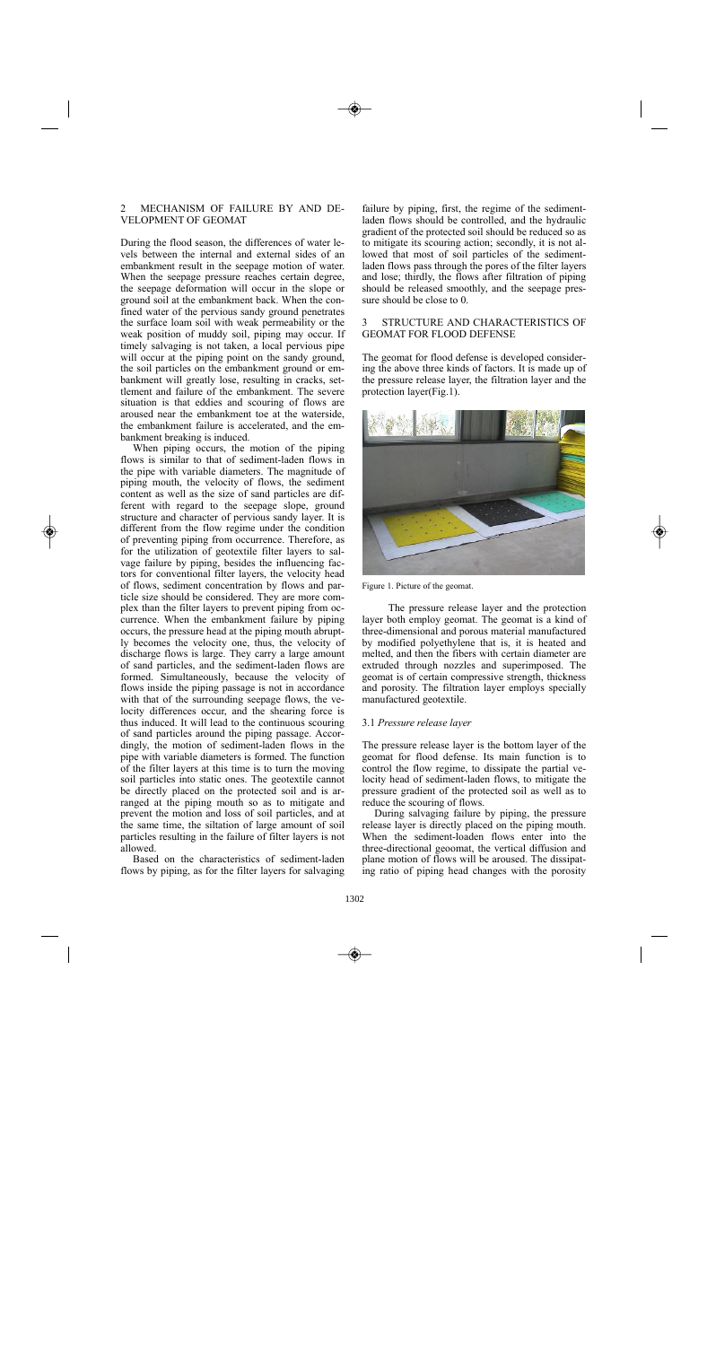## 2 MECHANISM OF FAILURE BY AND DEVELOPMENT OF GEOMAT

During the flood season, the differences of water levels between the internal and external sides of an embankment result in the seepage motion of water. When the seepage pressure reaches certain degree, the seepage deformation will occur in the slope or ground soil at the embankment back. When the confined water of the pervious sandy ground penetrates the surface loam soil with weak permeability or the weak position of muddy soil, piping may occur. If timely salvaging is not taken, a local pervious pipe will occur at the piping point on the sandy ground, the soil particles on the embankment ground or embankment will greatly lose, resulting in cracks, settlement and failure of the embankment. The severe situation is that eddies and scouring of flows are aroused near the embankment toe at the waterside, the embankment failure is accelerated, and the embankment breaking is induced.

When piping occurs, the motion of the piping flows is similar to that of sediment-laden flows in the pipe with variable diameters. The magnitude of piping mouth, the velocity of flows, the sediment content as well as the size of sand particles are different with regard to the seepage slope, ground structure and character of pervious sandy layer. It is different from the flow regime under the condition of preventing piping from occurrence. Therefore, as for the utilization of geotextile filter layers to salvage failure by piping, besides the influencing factors for conventional filter layers, the velocity head of flows, sediment concentration by flows and particle size should be considered. They are more complex than the filter layers to prevent piping from occurrence. When the embankment failure by piping occurs, the pressure head at the piping mouth abruptly becomes the velocity one, thus, the velocity of discharge flows is large. They carry a large amount of sand particles, and the sediment-laden flows are formed. Simultaneously, because the velocity of flows inside the piping passage is not in accordance with that of the surrounding seepage flows, the velocity differences occur, and the shearing force is thus induced. It will lead to the continuous scouring of sand particles around the piping passage. Accordingly, the motion of sediment-laden flows in the pipe with variable diameters is formed. The function of the filter layers at this time is to turn the moving soil particles into static ones. The geotextile cannot be directly placed on the protected soil and is arranged at the piping mouth so as to mitigate and prevent the motion and loss of soil particles, and at the same time, the siltation of large amount of soil particles resulting in the failure of filter layers is not allowed.

Based on the characteristics of sediment-laden flows by piping, as for the filter layers for salvaging failure by piping, first, the regime of the sediment-laden flows should be controlled, and the hydraulic gradient of the protected soil should be reduced so as to mitigate its scouring action; secondly, it is not allowed that most of soil particles of the sediment-laden flows pass through the pores of the filter layers and lose; thirdly, the flows after filtration of piping should be released smoothly, and the seepage pressure should be close to 0.

## 3 STRUCTURE AND CHARACTERISTICS OF GEOMAT FOR FLOOD DEFENSE

The geomat for flood defense is developed considering the above three kinds of factors. It is made up of the pressure release layer, the filtration layer and the protection layer(Fig.1).

Figure 1. Picture of the geomat.

The pressure release layer and the protection layer both employ geomat. The geomat is a kind of three-dimensional and porous material manufactured by modified polyethylene that is, it is heated and melted, and then the fibers with certain diameter are extruded through nozzles and superimposed. The geomat is of certain compressive strength, thickness and porosity. The filtration layer employs specially manufactured geotextile.

### 3.1 *Pressure release layer*

The pressure release layer is the bottom layer of the geomat for flood defense. Its main function is to control the flow regime, to dissipate the partial velocity head of sediment-laden flows, to mitigate the pressure gradient of the protected soil as well as to reduce the scouring of flows.

During salvaging failure by piping, the pressure release layer is directly placed on the piping mouth. When the sediment-loaden flows enter into the three-directional geoomat, the vertical diffusion and plane motion of flows will be aroused. The dissipating ratio of piping head changes with the porosity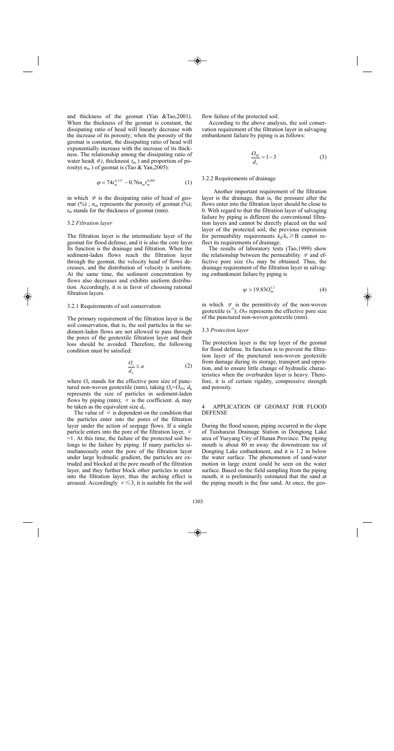and thickness of the geomat (Yan &Tao,2001). When the thickness of the geomat is constant, the dissipating ratio of head will linearly decrease with the increase of its porosity; when the porosity of the geomat is constant, the dissipating ratio of head will exponentially increase with the increase of its thickness. The relationship among the dissipating ratio of water head( $\phi$), thickness( $t_m$ ) and proportion of porosity( $n_m$ ) of geomat is (Tao & Yan,2005):

$$\varphi = 74t_m^{0.137} - 0.76n_m t_m^{0.091} \tag{1}$$

in which $\phi$ is the dissipating ratio of head of geomat (%) ; $n_m$ represents the porosity of geomat (%); $t_m$ stands for the thickness of geomat (mm).

### 3.2 *Filtration layer*

The filtration layer is the intermediate layer of the geomat for flood defense, and it is also the core layer. Its function is the drainage and filtration. When the sediment-laden flows reach the filtration layer through the geomat, the velocity head of flows decreases, and the distribution of velocity is uniform. At the same time, the sediment concentration by flows also decreases and exhibits uniform distribution. Accordingly, it is in favor of choosing rational filtration layers.

#### 3.2.1 Requirements of soil conservation

The primary requirement of the filtration layer is the soil conservation, that is, the soil particles in the sediment-laden flows are not allowed to pass through the pores of the geotextile filtration layer and their loss should be avoided. Therefore, the following condition must be satisfied:

$$\frac{O_e}{d_k} \leq \alpha \tag{2}$$

where $O_e$ stands for the effective pore size of punctured non-woven geotextile (mm), taking $O_e$=$O_{95}$; $d_k$ represents the size of particles in sediment-laden flows by piping (mm); $\alpha$ is the coefficient. $d_k$ may be taken as the equivalent size $d_e$.

The value of $\alpha$ is dependent on the condition that the particles enter into the pores of the filtration layer under the action of seepage flows. If a single particle enters into the pore of the filtration layer, $\alpha$ =1. At this time, the failure of the protected soil belongs to the failure by piping. If many particles simultaneously enter the pore of the filtration layer under large hydraulic gradient, the particles are extruded and blocked at the pore mouth of the filtration layer, and they further block other particles to enter into the filtration layer, thus the arching effect is aroused. Accordingly $\alpha \leq 3$, it is suitable for the soil flow failure of the protected soil.

According to the above analysis, the soil conservation requirement of the filtration layer in salvaging embankment failure by piping is as follows:

$$\frac{O_{95}}{d_e} = 1 - 3 \tag{3}$$

#### 3.2.2 Requirements of drainage

Another important requirement of the filtration layer is the drainage, that is, the pressure after the flows enter into the filtration layer should be close to 0. With regard to that the filtration layer of salvaging failure by piping is different the conventional filtration layers and cannot be directly placed on the soil layer of the protected soil, the previous expression for permeability requirements $k_g/k_s \geq$B cannot reflect its requirements of drainage.

The results of laboratory tests (Tao,1999) show the relationship between the permeability $\psi$ and effective pore size $O_{95}$ may be obtained. Thus, the drainage requirement of the filtration layer in salvaging embankment failure by piping is

$$\psi > 19.83 O_{95}^{1.2} \tag{4}$$

in which $\psi$ is the permittivity of the non-woven geotextile ($s^{-1}$); $O_{95}$ represents the effective pore size of the punctured non-woven geotextile (mm).

### 3.3 *Protection layer*

The protection layer is the top layer of the geomat for flood defense. Its function is to prevent the filtration layer of the punctured non-woven geotextile from damage during its storage, transport and operation, and to ensure little change of hydraulic characteristics when the overburden layer is heavy. Therefore, it is of certain rigidity, compressive strength and porosity.

## 4 APPLICATION OF GEOMAT FOR FLOOD DEFENSE

During the flood season, piping occurred in the slope of Tuishanzui Drainage Station in Dongtong Lake area of Yueyang City of Hunan Province. The piping mouth is about 80 m away the downstream toe of Dongting Lake embankment, and it is 1.2 m below the water surface. The phenomenon of sand-water motion in large extent could be seen on the water surface. Based on the field sampling from the piping mouth, it is preliminarily estimated that the sand at the piping mouth is the fine sand. At once, the geo-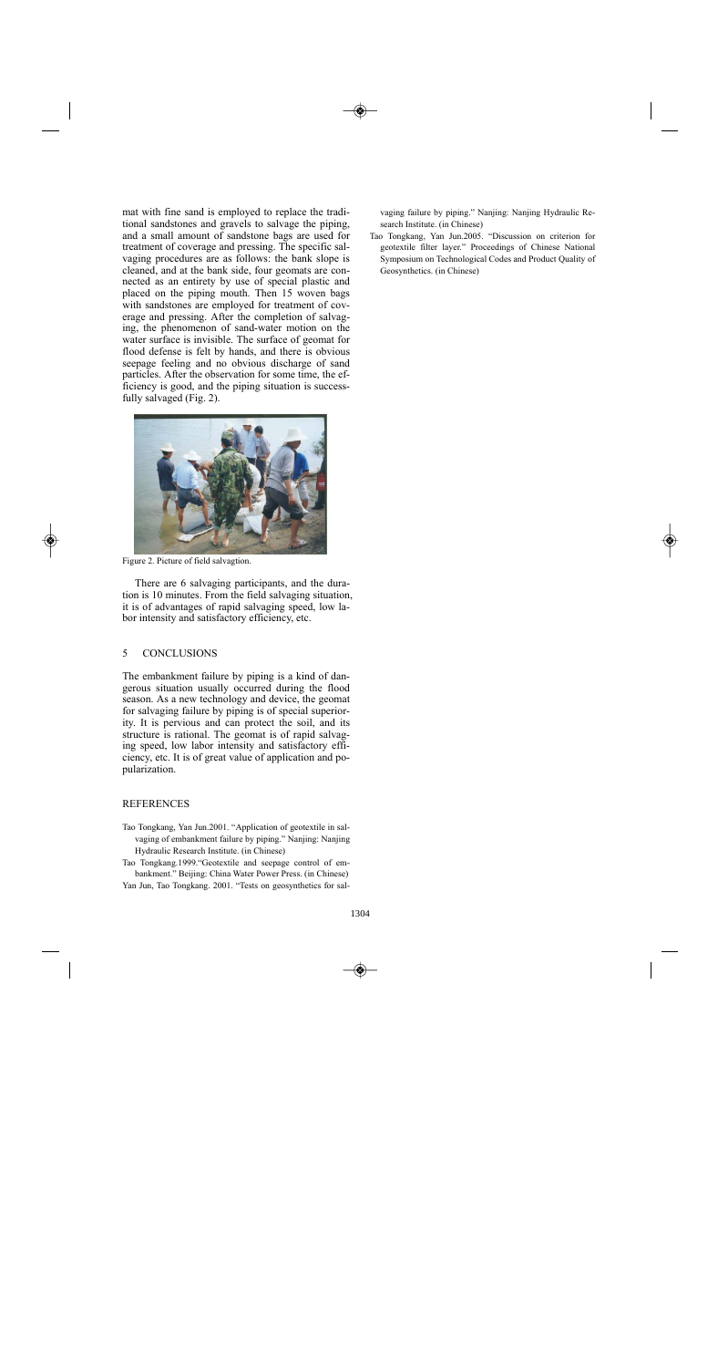mat with fine sand is employed to replace the traditional sandstones and gravels to salvage the piping, and a small amount of sandstone bags are used for treatment of coverage and pressing. The specific salvaging procedures are as follows: the bank slope is cleaned, and at the bank side, four geomats are connected as an entirety by use of special plastic and placed on the piping mouth. Then 15 woven bags with sandstones are employed for treatment of coverage and pressing. After the completion of salvaging, the phenomenon of sand-water motion on the water surface is invisible. The surface of geomat for flood defense is felt by hands, and there is obvious seepage feeling and no obvious discharge of sand particles. After the observation for some time, the efficiency is good, and the piping situation is successfully salvaged (Fig. 2).

Figure 2. Picture of field salvagtion.

There are 6 salvaging participants, and the duration is 10 minutes. From the field salvaging situation, it is of advantages of rapid salvaging speed, low labor intensity and satisfactory efficiency, etc.

## 5 CONCLUSIONS

The embankment failure by piping is a kind of dangerous situation usually occurred during the flood season. As a new technology and device, the geomat for salvaging failure by piping is of special superiority. It is pervious and can protect the soil, and its structure is rational. The geomat is of rapid salvaging speed, low labor intensity and satisfactory efficiency, etc. It is of great value of application and popularization.

## REFERENCES

Tao Tongkang, Yan Jun.2001. "Application of geotextile in salvaging of embankment failure by piping." Nanjing: Nanjing Hydraulic Research Institute. (in Chinese)

Tao Tongkang.1999."Geotextile and seepage control of embankment." Beijing: China Water Power Press. (in Chinese)

Yan Jun, Tao Tongkang. 2001. "Tests on geosynthetics for salvaging failure by piping." Nanjing: Nanjing Hydraulic Research Institute. (in Chinese)

Tao Tongkang, Yan Jun.2005. "Discussion on criterion for geotextile filter layer." Proceedings of Chinese National Symposium on Technological Codes and Product Quality of Geosynthetics. (in Chinese)